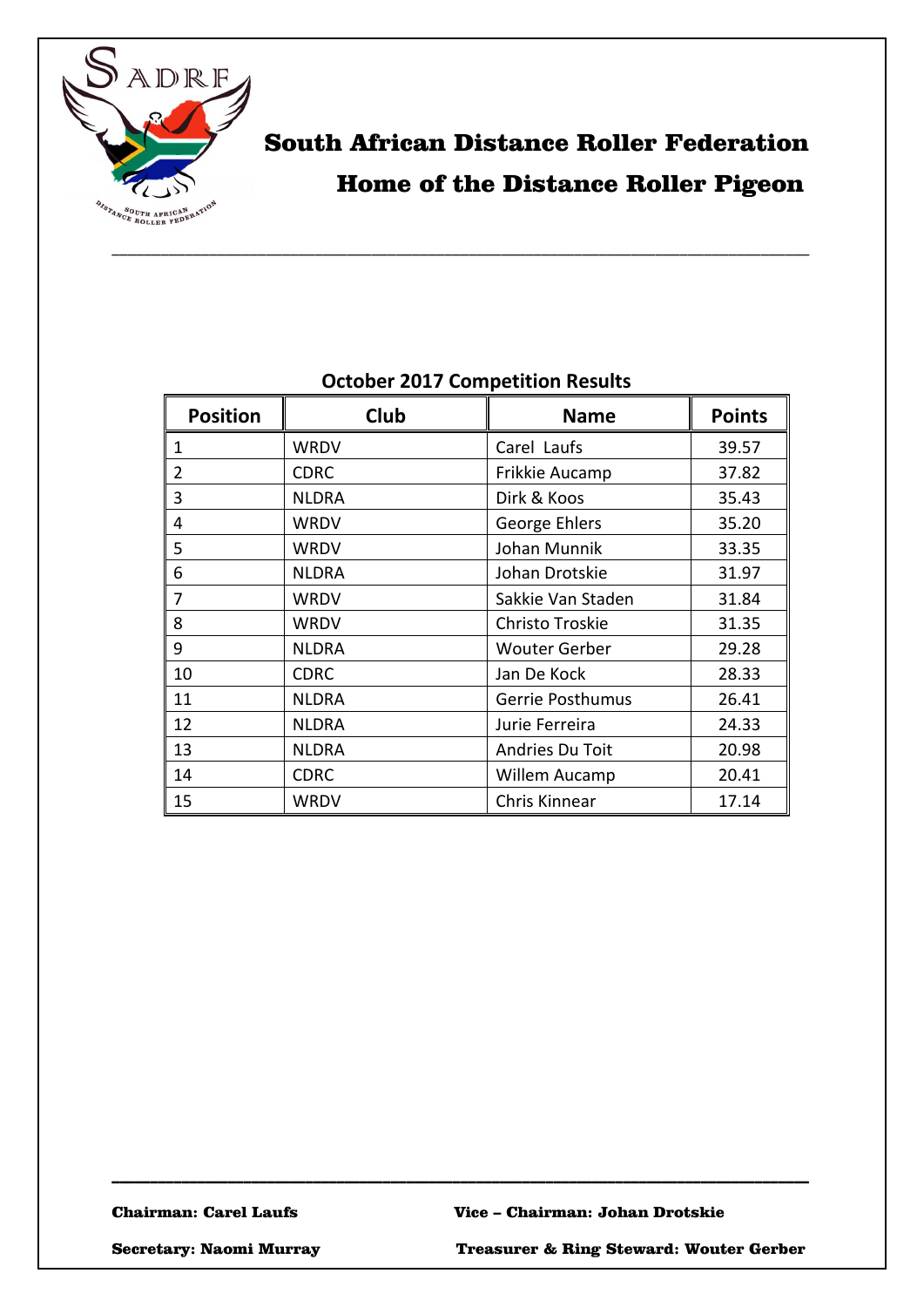# South African Distance Roller Federation

## Home of the Distance Roller Pigeon

### October 2017 Competition Results

| Position | Club | Name | Points |
|---|---|---|---|
| 1 | WRDV | Carel Laufs | 39.57 |
| 2 | CDRC | Frikkie Aucamp | 37.82 |
| 3 | NLDRA | Dirk & Koos | 35.43 |
| 4 | WRDV | George Ehlers | 35.20 |
| 5 | WRDV | Johan Munnik | 33.35 |
| 6 | NLDRA | Johan Drotskie | 31.97 |
| 7 | WRDV | Sakkie Van Staden | 31.84 |
| 8 | WRDV | Christo Troskie | 31.35 |
| 9 | NLDRA | Wouter Gerber | 29.28 |
| 10 | CDRC | Jan De Kock | 28.33 |
| 11 | NLDRA | Gerrie Posthumus | 26.41 |
| 12 | NLDRA | Jurie Ferreira | 24.33 |
| 13 | NLDRA | Andries Du Toit | 20.98 |
| 14 | CDRC | Willem Aucamp | 20.41 |
| 15 | WRDV | Chris Kinnear | 17.14 |

**Chairman: Carel Laufs** **Vice – Chairman: Johan Drotskie**

**Secretary: Naomi Murray** **Treasurer & Ring Steward: Wouter Gerber**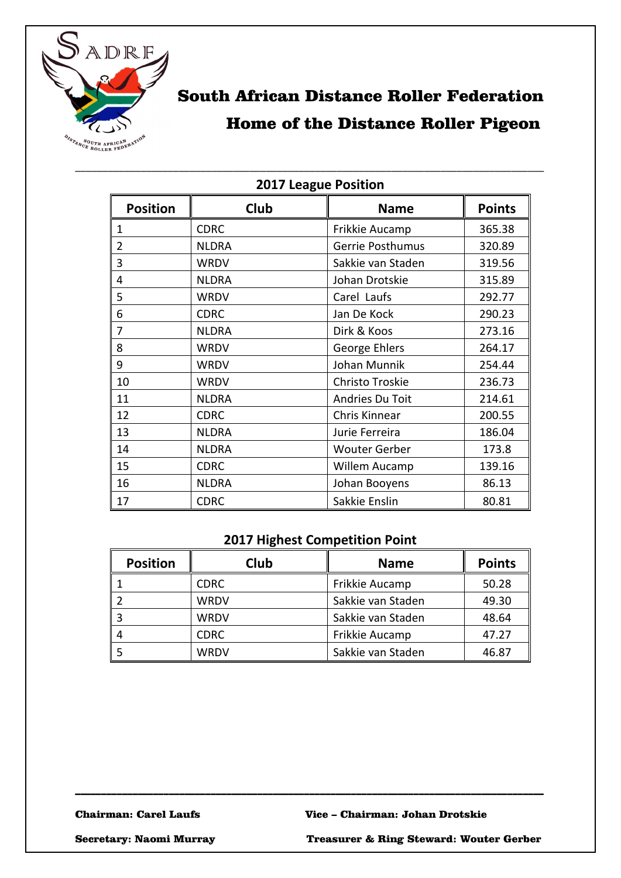# South African Distance Roller Federation

## Home of the Distance Roller Pigeon

### 2017 League Position

| Position | Club | Name | Points |
|---|---|---|---|
| 1 | CDRC | Frikkie Aucamp | 365.38 |
| 2 | NLDRA | Gerrie Posthumus | 320.89 |
| 3 | WRDV | Sakkie van Staden | 319.56 |
| 4 | NLDRA | Johan Drotskie | 315.89 |
| 5 | WRDV | Carel Laufs | 292.77 |
| 6 | CDRC | Jan De Kock | 290.23 |
| 7 | NLDRA | Dirk & Koos | 273.16 |
| 8 | WRDV | George Ehlers | 264.17 |
| 9 | WRDV | Johan Munnik | 254.44 |
| 10 | WRDV | Christo Troskie | 236.73 |
| 11 | NLDRA | Andries Du Toit | 214.61 |
| 12 | CDRC | Chris Kinnear | 200.55 |
| 13 | NLDRA | Jurie Ferreira | 186.04 |
| 14 | NLDRA | Wouter Gerber | 173.8 |
| 15 | CDRC | Willem Aucamp | 139.16 |
| 16 | NLDRA | Johan Booyens | 86.13 |
| 17 | CDRC | Sakkie Enslin | 80.81 |

### 2017 Highest Competition Point

| Position | Club | Name | Points |
|---|---|---|---|
| 1 | CDRC | Frikkie Aucamp | 50.28 |
| 2 | WRDV | Sakkie van Staden | 49.30 |
| 3 | WRDV | Sakkie van Staden | 48.64 |
| 4 | CDRC | Frikkie Aucamp | 47.27 |
| 5 | WRDV | Sakkie van Staden | 46.87 |

**Chairman: Carel Laufs** **Vice – Chairman: Johan Drotskie**

**Secretary: Naomi Murray** **Treasurer & Ring Steward: Wouter Gerber**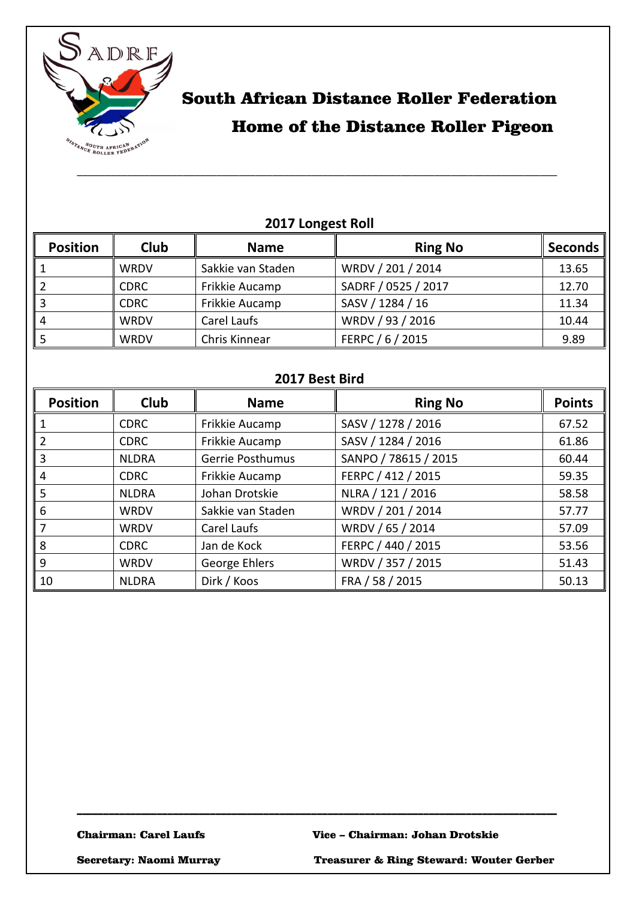# South African Distance Roller Federation

## Home of the Distance Roller Pigeon

---

### 2017 Longest Roll

| Position | Club | Name | Ring No | Seconds |
|---|---|---|---|---|
| 1 | WRDV | Sakkie van Staden | WRDV / 201 / 2014 | 13.65 |
| 2 | CDRC | Frikkie Aucamp | SADRF / 0525 / 2017 | 12.70 |
| 3 | CDRC | Frikkie Aucamp | SASV / 1284 / 16 | 11.34 |
| 4 | WRDV | Carel Laufs | WRDV / 93 / 2016 | 10.44 |
| 5 | WRDV | Chris Kinnear | FERPC / 6 / 2015 | 9.89 |

### 2017 Best Bird

| Position | Club | Name | Ring No | Points |
|---|---|---|---|---|
| 1 | CDRC | Frikkie Aucamp | SASV / 1278 / 2016 | 67.52 |
| 2 | CDRC | Frikkie Aucamp | SASV / 1284 / 2016 | 61.86 |
| 3 | NLDRA | Gerrie Posthumus | SANPO / 78615 / 2015 | 60.44 |
| 4 | CDRC | Frikkie Aucamp | FERPC / 412 / 2015 | 59.35 |
| 5 | NLDRA | Johan Drotskie | NLRA / 121 / 2016 | 58.58 |
| 6 | WRDV | Sakkie van Staden | WRDV / 201 / 2014 | 57.77 |
| 7 | WRDV | Carel Laufs | WRDV / 65 / 2014 | 57.09 |
| 8 | CDRC | Jan de Kock | FERPC / 440 / 2015 | 53.56 |
| 9 | WRDV | George Ehlers | WRDV / 357 / 2015 | 51.43 |
| 10 | NLDRA | Dirk / Koos | FRA / 58 / 2015 | 50.13 |

---

**Chairman: Carel Laufs** **Vice – Chairman: Johan Drotskie**

**Secretary: Naomi Murray** **Treasurer & Ring Steward: Wouter Gerber**